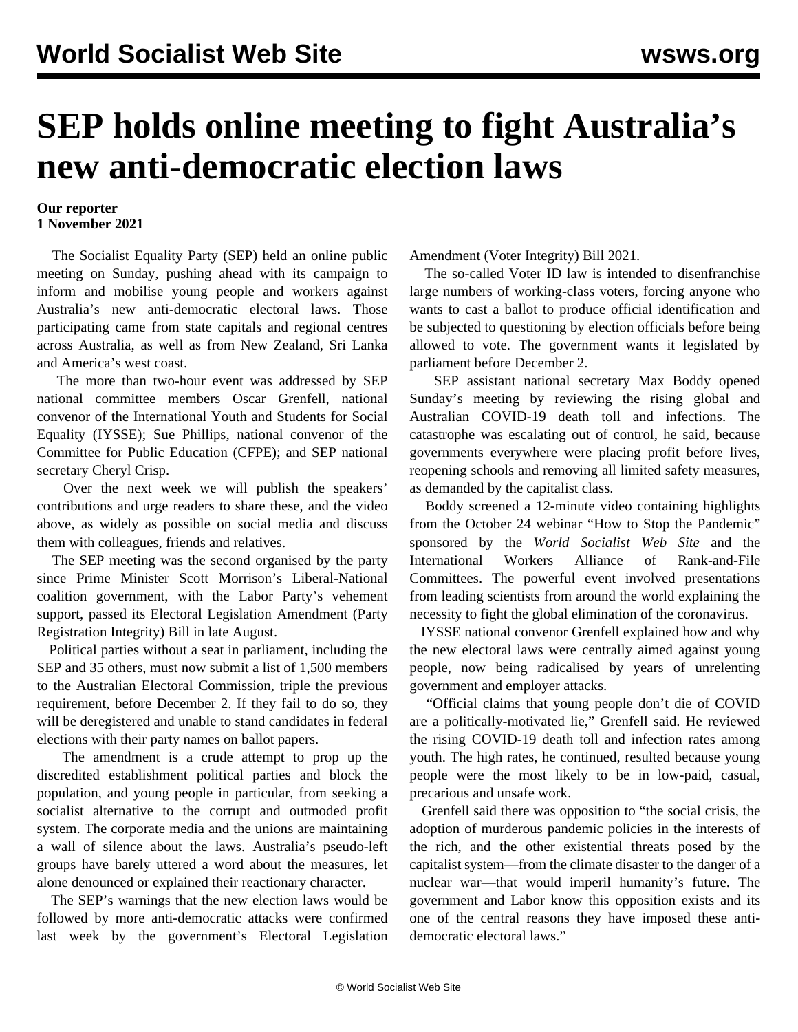# SEP holds online meeting to fight Australia's new anti-democratic election laws

**Our reporter**
**1 November 2021**

The Socialist Equality Party (SEP) held an online public meeting on Sunday, pushing ahead with its campaign to inform and mobilise young people and workers against Australia's new anti-democratic electoral laws. Those participating came from state capitals and regional centres across Australia, as well as from New Zealand, Sri Lanka and America's west coast.

The more than two-hour event was addressed by SEP national committee members Oscar Grenfell, national convenor of the International Youth and Students for Social Equality (IYSSE); Sue Phillips, national convenor of the Committee for Public Education (CFPE); and SEP national secretary Cheryl Crisp.

Over the next week we will publish the speakers' contributions and urge readers to share these, and the video above, as widely as possible on social media and discuss them with colleagues, friends and relatives.

The SEP meeting was the second organised by the party since Prime Minister Scott Morrison's Liberal-National coalition government, with the Labor Party's vehement support, passed its Electoral Legislation Amendment (Party Registration Integrity) Bill in late August.

Political parties without a seat in parliament, including the SEP and 35 others, must now submit a list of 1,500 members to the Australian Electoral Commission, triple the previous requirement, before December 2. If they fail to do so, they will be deregistered and unable to stand candidates in federal elections with their party names on ballot papers.

The amendment is a crude attempt to prop up the discredited establishment political parties and block the population, and young people in particular, from seeking a socialist alternative to the corrupt and outmoded profit system. The corporate media and the unions are maintaining a wall of silence about the laws. Australia's pseudo-left groups have barely uttered a word about the measures, let alone denounced or explained their reactionary character.

The SEP's warnings that the new election laws would be followed by more anti-democratic attacks were confirmed last week by the government's Electoral Legislation Amendment (Voter Integrity) Bill 2021.

The so-called Voter ID law is intended to disenfranchise large numbers of working-class voters, forcing anyone who wants to cast a ballot to produce official identification and be subjected to questioning by election officials before being allowed to vote. The government wants it legislated by parliament before December 2.

SEP assistant national secretary Max Boddy opened Sunday's meeting by reviewing the rising global and Australian COVID-19 death toll and infections. The catastrophe was escalating out of control, he said, because governments everywhere were placing profit before lives, reopening schools and removing all limited safety measures, as demanded by the capitalist class.

Boddy screened a 12-minute video containing highlights from the October 24 webinar "How to Stop the Pandemic" sponsored by the *World Socialist Web Site* and the International Workers Alliance of Rank-and-File Committees. The powerful event involved presentations from leading scientists from around the world explaining the necessity to fight the global elimination of the coronavirus.

IYSSE national convenor Grenfell explained how and why the new electoral laws were centrally aimed against young people, now being radicalised by years of unrelenting government and employer attacks.

"Official claims that young people don't die of COVID are a politically-motivated lie," Grenfell said. He reviewed the rising COVID-19 death toll and infection rates among youth. The high rates, he continued, resulted because young people were the most likely to be in low-paid, casual, precarious and unsafe work.

Grenfell said there was opposition to "the social crisis, the adoption of murderous pandemic policies in the interests of the rich, and the other existential threats posed by the capitalist system—from the climate disaster to the danger of a nuclear war—that would imperil humanity's future. The government and Labor know this opposition exists and its one of the central reasons they have imposed these anti-democratic electoral laws."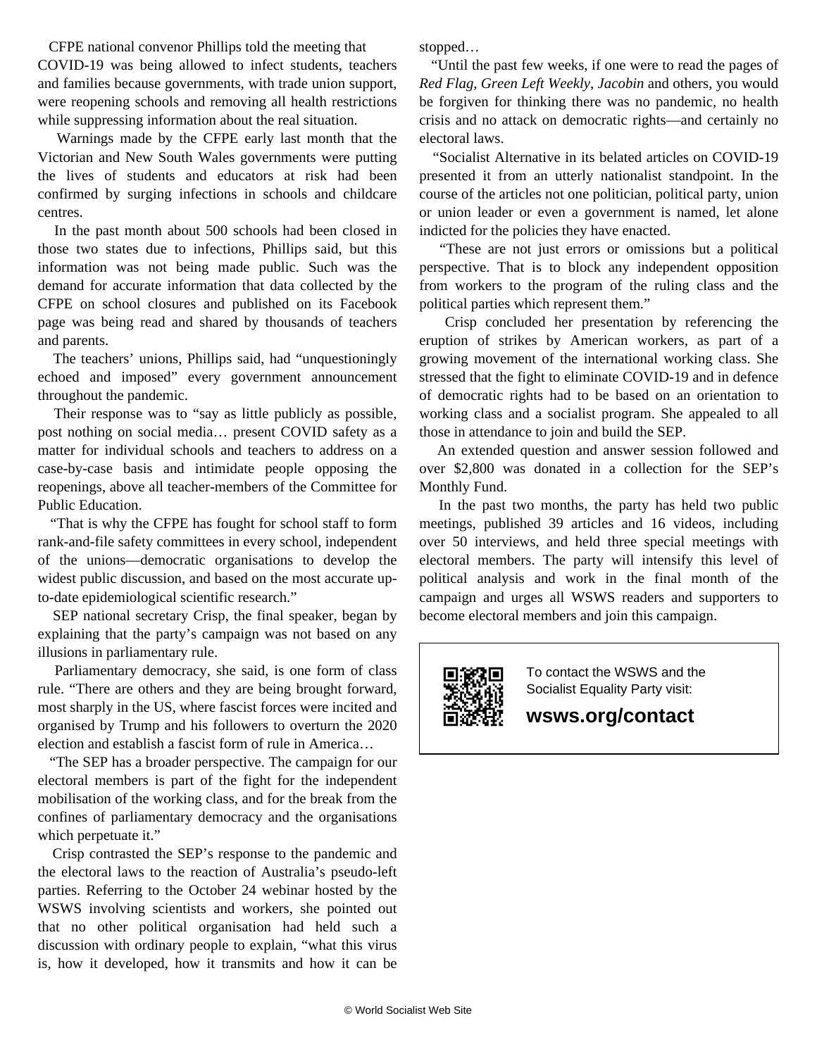CFPE national convenor Phillips told the meeting that COVID-19 was being allowed to infect students, teachers and families because governments, with trade union support, were reopening schools and removing all health restrictions while suppressing information about the real situation.

Warnings made by the CFPE early last month that the Victorian and New South Wales governments were putting the lives of students and educators at risk had been confirmed by surging infections in schools and childcare centres.

In the past month about 500 schools had been closed in those two states due to infections, Phillips said, but this information was not being made public. Such was the demand for accurate information that data collected by the CFPE on school closures and published on its Facebook page was being read and shared by thousands of teachers and parents.

The teachers' unions, Phillips said, had "unquestioningly echoed and imposed" every government announcement throughout the pandemic.

Their response was to "say as little publicly as possible, post nothing on social media… present COVID safety as a matter for individual schools and teachers to address on a case-by-case basis and intimidate people opposing the reopenings, above all teacher-members of the Committee for Public Education.

"That is why the CFPE has fought for school staff to form rank-and-file safety committees in every school, independent of the unions—democratic organisations to develop the widest public discussion, and based on the most accurate up-to-date epidemiological scientific research."

SEP national secretary Crisp, the final speaker, began by explaining that the party's campaign was not based on any illusions in parliamentary rule.

Parliamentary democracy, she said, is one form of class rule. "There are others and they are being brought forward, most sharply in the US, where fascist forces were incited and organised by Trump and his followers to overturn the 2020 election and establish a fascist form of rule in America…

"The SEP has a broader perspective. The campaign for our electoral members is part of the fight for the independent mobilisation of the working class, and for the break from the confines of parliamentary democracy and the organisations which perpetuate it."

Crisp contrasted the SEP's response to the pandemic and the electoral laws to the reaction of Australia's pseudo-left parties. Referring to the October 24 webinar hosted by the WSWS involving scientists and workers, she pointed out that no other political organisation had held such a discussion with ordinary people to explain, "what this virus is, how it developed, how it transmits and how it can be stopped…

"Until the past few weeks, if one were to read the pages of *Red Flag*, *Green Left Weekly*, *Jacobin* and others, you would be forgiven for thinking there was no pandemic, no health crisis and no attack on democratic rights—and certainly no electoral laws.

"Socialist Alternative in its belated articles on COVID-19 presented it from an utterly nationalist standpoint. In the course of the articles not one politician, political party, union or union leader or even a government is named, let alone indicted for the policies they have enacted.

"These are not just errors or omissions but a political perspective. That is to block any independent opposition from workers to the program of the ruling class and the political parties which represent them."

Crisp concluded her presentation by referencing the eruption of strikes by American workers, as part of a growing movement of the international working class. She stressed that the fight to eliminate COVID-19 and in defence of democratic rights had to be based on an orientation to working class and a socialist program. She appealed to all those in attendance to join and build the SEP.

An extended question and answer session followed and over $2,800 was donated in a collection for the SEP's Monthly Fund.

In the past two months, the party has held two public meetings, published 39 articles and 16 videos, including over 50 interviews, and held three special meetings with electoral members. The party will intensify this level of political analysis and work in the final month of the campaign and urges all WSWS readers and supporters to become electoral members and join this campaign.

To contact the WSWS and the Socialist Equality Party visit:

**wsws.org/contact**